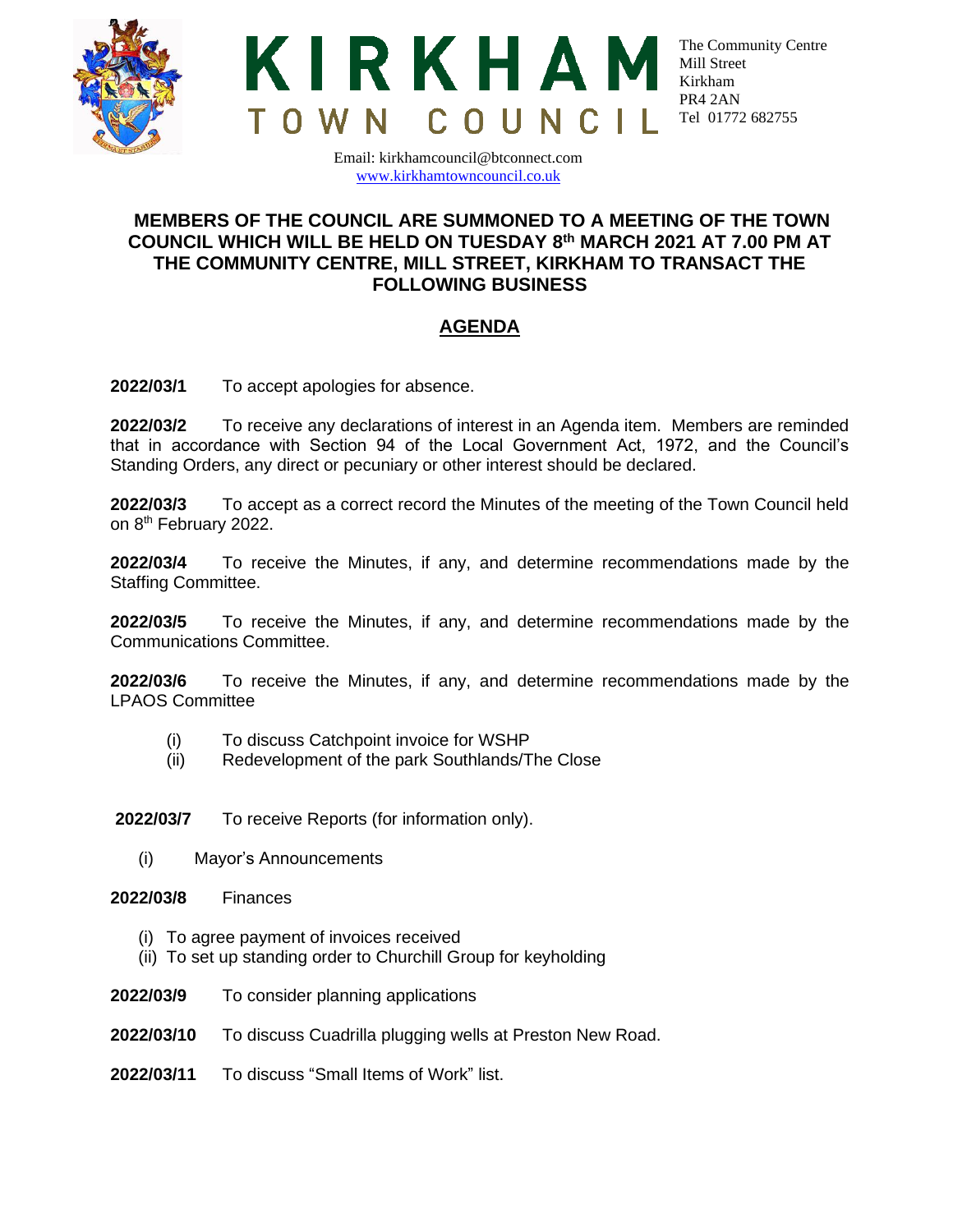# KIRKHAM TOWN COUNCIL

The Community Centre
Mill Street
Kirkham
PR4 2AN
Tel 01772 682755

Email: kirkhamcouncil@btconnect.com
www.kirkhamtowncouncil.co.uk

**MEMBERS OF THE COUNCIL ARE SUMMONED TO A MEETING OF THE TOWN COUNCIL WHICH WILL BE HELD ON TUESDAY 8th MARCH 2021 AT 7.00 PM AT THE COMMUNITY CENTRE, MILL STREET, KIRKHAM TO TRANSACT THE FOLLOWING BUSINESS**

## AGENDA

**2022/03/1** To accept apologies for absence.

**2022/03/2** To receive any declarations of interest in an Agenda item. Members are reminded that in accordance with Section 94 of the Local Government Act, 1972, and the Council's Standing Orders, any direct or pecuniary or other interest should be declared.

**2022/03/3** To accept as a correct record the Minutes of the meeting of the Town Council held on 8th February 2022.

**2022/03/4** To receive the Minutes, if any, and determine recommendations made by the Staffing Committee.

**2022/03/5** To receive the Minutes, if any, and determine recommendations made by the Communications Committee.

**2022/03/6** To receive the Minutes, if any, and determine recommendations made by the LPAOS Committee

- (i) To discuss Catchpoint invoice for WSHP
- (ii) Redevelopment of the park Southlands/The Close

**2022/03/7** To receive Reports (for information only).

- (i) Mayor's Announcements

**2022/03/8** Finances

- (i) To agree payment of invoices received
- (ii) To set up standing order to Churchill Group for keyholding

**2022/03/9** To consider planning applications

**2022/03/10** To discuss Cuadrilla plugging wells at Preston New Road.

**2022/03/11** To discuss "Small Items of Work" list.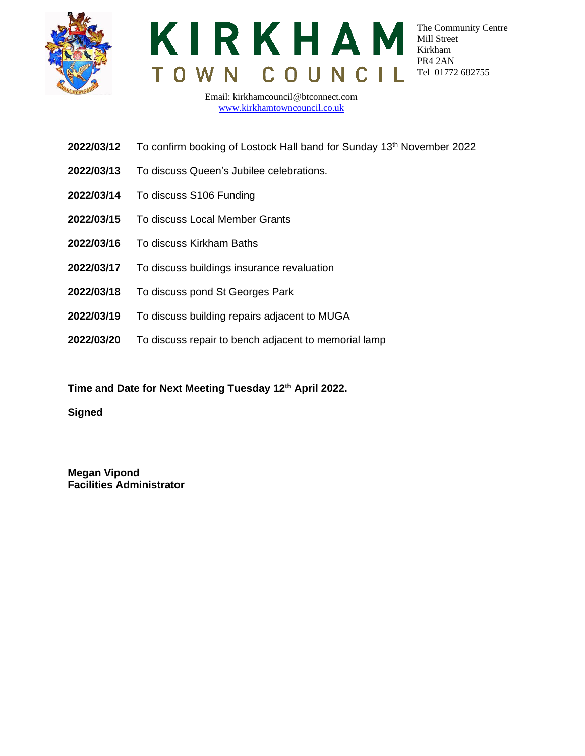KIRKHAM
TOWN COUNCIL

The Community Centre
Mill Street
Kirkham
PR4 2AN
Tel 01772 682755

Email: kirkhamcouncil@btconnect.com
www.kirkhamtowncouncil.co.uk

**2022/03/12** To confirm booking of Lostock Hall band for Sunday 13th November 2022

**2022/03/13** To discuss Queen's Jubilee celebrations.

**2022/03/14** To discuss S106 Funding

**2022/03/15** To discuss Local Member Grants

**2022/03/16** To discuss Kirkham Baths

**2022/03/17** To discuss buildings insurance revaluation

**2022/03/18** To discuss pond St Georges Park

**2022/03/19** To discuss building repairs adjacent to MUGA

**2022/03/20** To discuss repair to bench adjacent to memorial lamp

**Time and Date for Next Meeting Tuesday 12th April 2022.**

**Signed**

**Megan Vipond**
**Facilities Administrator**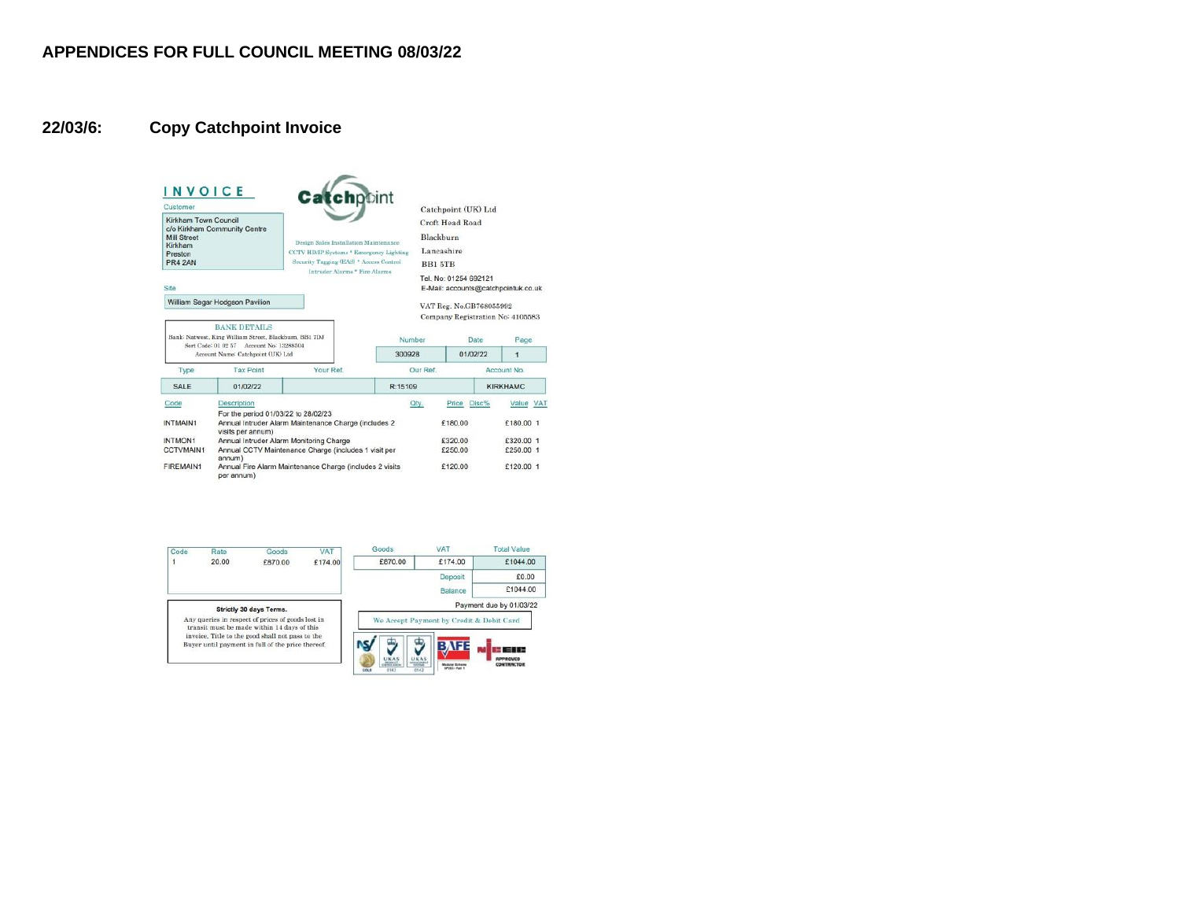## APPENDICES FOR FULL COUNCIL MEETING 08/03/22

### 22/03/6: Copy Catchpoint Invoice

**INVOICE**

**Catchpoint**

Design Sales Installation Maintenance
CCTV HD/IP Systems * Emergency Lighting
Security Tagging (EAS) * Access Control
Intruder Alarms * Fire Alarms

Customer

Kirkham Town Council
c/o Kirkham Community Centre
Mill Street
Kirkham
Preston
PR4 2AN

Catchpoint (UK) Ltd
Croft Head Road
Blackburn
Lancashire
BB1 5TB

Tel. No: 01254 692121
E-Mail: accounts@catchpointuk.co.uk

VAT Reg. No.GB768055992
Company Registration No: 4105583

Site

William Segar Hodgson Pavilion

BANK DETAILS
Bank: Natwest, King William Street, Blackburn, BB1 7DJ
Sort Code: 01 02 57 Account No: 13288504
Account Name: Catchpoint (UK) Ltd

| Number | Date | Page |
|---|---|---|
| 300928 | 01/02/22 | 1 |

| Type | Tax Point | Your Ref. | Our Ref. | Account No. |
|---|---|---|---|---|
| SALE | 01/02/22 | | R:15109 | KIRKHAMC |

| Code | Description | Qty. | Price | Disc% | Value | VAT |
|---|---|---|---|---|---|---|
| | For the period 01/03/22 to 28/02/23 | | | | | |
| INTMAIN1 | Annual Intruder Alarm Maintenance Charge (includes 2 visits per annum) | | £180.00 | | £180.00 | 1 |
| INTMON1 | Annual Intruder Alarm Monitoring Charge | | £320.00 | | £320.00 | 1 |
| CCTVMAIN1 | Annual CCTV Maintenance Charge (includes 1 visit per annum) | | £250.00 | | £250.00 | 1 |
| FIREMAIN1 | Annual Fire Alarm Maintenance Charge (includes 2 visits per annum) | | £120.00 | | £120.00 | 1 |

| Code | Rate | Goods | VAT |
|---|---|---|---|
| 1 | 20.00 | £870.00 | £174.00 |

| Goods | VAT | Total Value |
|---|---|---|
| £870.00 | £174.00 | £1044.00 |
| | Deposit | £0.00 |
| | Balance | £1044.00 |

Payment due by 01/03/22

**Strictly 30 days Terms.**
Any queries in respect of prices of goods lost in transit must be made within 14 days of this invoice. Title to the good shall not pass to the Buyer until payment in full of the price thereof.

We Accept Payment by Credit & Debit Card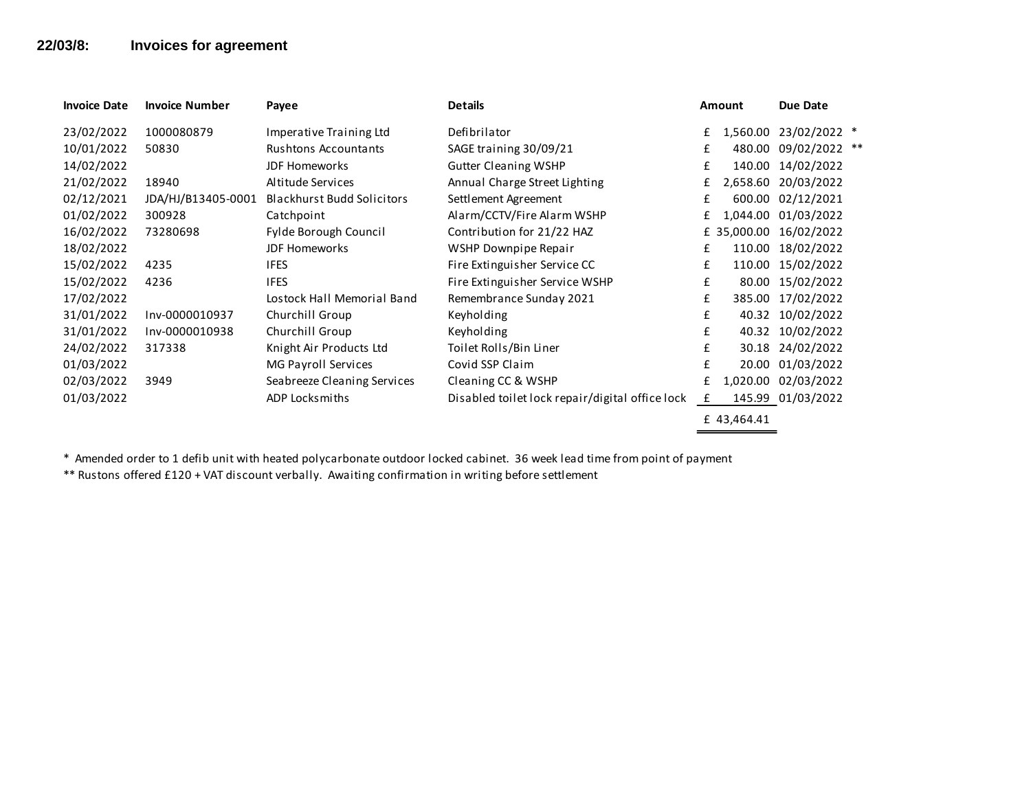## 22/03/8: Invoices for agreement

| Invoice Date | Invoice Number | Payee | Details | Amount | Due Date | |
|---|---|---|---|---|---|---|
| 23/02/2022 | 1000080879 | Imperative Training Ltd | Defibrilator | £ 1,560.00 | 23/02/2022 | * |
| 10/01/2022 | 50830 | Rushtons Accountants | SAGE training 30/09/21 | £ 480.00 | 09/02/2022 | ** |
| 14/02/2022 | | JDF Homeworks | Gutter Cleaning WSHP | £ 140.00 | 14/02/2022 | |
| 21/02/2022 | 18940 | Altitude Services | Annual Charge Street Lighting | £ 2,658.60 | 20/03/2022 | |
| 02/12/2021 | JDA/HJ/B13405-0001 | Blackhurst Budd Solicitors | Settlement Agreement | £ 600.00 | 02/12/2021 | |
| 01/02/2022 | 300928 | Catchpoint | Alarm/CCTV/Fire Alarm WSHP | £ 1,044.00 | 01/03/2022 | |
| 16/02/2022 | 73280698 | Fylde Borough Council | Contribution for 21/22 HAZ | £ 35,000.00 | 16/02/2022 | |
| 18/02/2022 | | JDF Homeworks | WSHP Downpipe Repair | £ 110.00 | 18/02/2022 | |
| 15/02/2022 | 4235 | IFES | Fire Extinguisher Service CC | £ 110.00 | 15/02/2022 | |
| 15/02/2022 | 4236 | IFES | Fire Extinguisher Service WSHP | £ 80.00 | 15/02/2022 | |
| 17/02/2022 | | Lostock Hall Memorial Band | Remembrance Sunday 2021 | £ 385.00 | 17/02/2022 | |
| 31/01/2022 | Inv-0000010937 | Churchill Group | Keyholding | £ 40.32 | 10/02/2022 | |
| 31/01/2022 | Inv-0000010938 | Churchill Group | Keyholding | £ 40.32 | 10/02/2022 | |
| 24/02/2022 | 317338 | Knight Air Products Ltd | Toilet Rolls/Bin Liner | £ 30.18 | 24/02/2022 | |
| 01/03/2022 | | MG Payroll Services | Covid SSP Claim | £ 20.00 | 01/03/2022 | |
| 02/03/2022 | 3949 | Seabreeze Cleaning Services | Cleaning CC & WSHP | £ 1,020.00 | 02/03/2022 | |
| 01/03/2022 | | ADP Locksmiths | Disabled toilet lock repair/digital office lock | £ 145.99 | 01/03/2022 | |
| | | | | £ 43,464.41 | | |

\* Amended order to 1 defib unit with heated polycarbonate outdoor locked cabinet. 36 week lead time from point of payment

\** Rustons offered £120 + VAT discount verbally. Awaiting confirmation in writing before settlement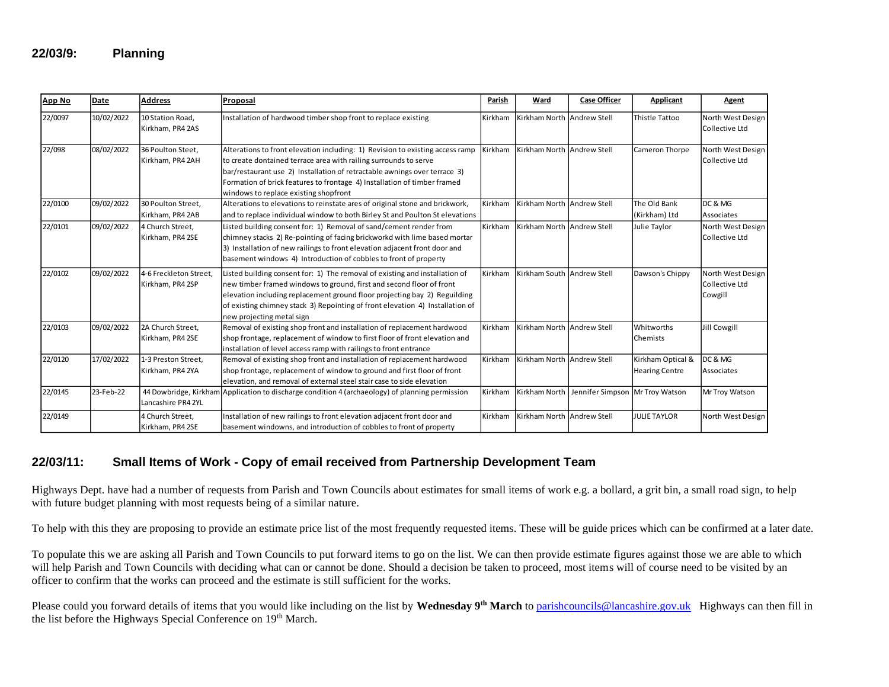## 22/03/9: Planning

| App No | Date | Address | Proposal | Parish | Ward | Case Officer | Applicant | Agent |
|---|---|---|---|---|---|---|---|---|
| 22/0097 | 10/02/2022 | 10 Station Road, Kirkham, PR4 2AS | Installation of hardwood timber shop front to replace existing | Kirkham | Kirkham North | Andrew Stell | Thistle Tattoo | North West Design Collective Ltd |
| 22/098 | 08/02/2022 | 36 Poulton Steet, Kirkham, PR4 2AH | Alterations to front elevation including: 1) Revision to existing access ramp to create dontained terrace area with railing surrounds to serve bar/restaurant use 2) Installation of retractable awnings over terrace 3) Formation of brick features to frontage 4) Installation of timber framed windows to replace existing shopfront | Kirkham | Kirkham North | Andrew Stell | Cameron Thorpe | North West Design Collective Ltd |
| 22/0100 | 09/02/2022 | 30 Poulton Street, Kirkham, PR4 2AB | Alterations to elevations to reinstate ares of original stone and brickwork, and to replace individual window to both Birley St and Poulton St elevations | Kirkham | Kirkham North | Andrew Stell | The Old Bank (Kirkham) Ltd | DC & MG Associates |
| 22/0101 | 09/02/2022 | 4 Church Street, Kirkham, PR4 2SE | Listed building consent for: 1) Removal of sand/cement render from chimney stacks 2) Re-pointing of facing brickworkd with lime based mortar 3) Installation of new railings to front elevation adjacent front door and basement windows 4) Introduction of cobbles to front of property | Kirkham | Kirkham North | Andrew Stell | Julie Taylor | North West Design Collective Ltd |
| 22/0102 | 09/02/2022 | 4-6 Freckleton Street, Kirkham, PR4 2SP | Listed building consent for: 1) The removal of existing and installation of new timber framed windows to ground, first and second floor of front elevation including replacement ground floor projecting bay 2) Reguilding of existing chimney stack 3) Repointing of front elevation 4) Installation of new projecting metal sign | Kirkham | Kirkham South | Andrew Stell | Dawson's Chippy | North West Design Collective Ltd Cowgill |
| 22/0103 | 09/02/2022 | 2A Church Street, Kirkham, PR4 2SE | Removal of existing shop front and installation of replacement hardwood shop frontage, replacement of window to first floor of front elevation and installation of level access ramp with railings to front entrance | Kirkham | Kirkham North | Andrew Stell | Whitworths Chemists | Jill Cowgill |
| 22/0120 | 17/02/2022 | 1-3 Preston Street, Kirkham, PR4 2YA | Removal of existing shop front and installation of replacement hardwood shop frontage, replacement of window to ground and first floor of front elevation, and removal of external steel stair case to side elevation | Kirkham | Kirkham North | Andrew Stell | Kirkham Optical & Hearing Centre | DC & MG Associates |
| 22/0145 | 23-Feb-22 | 44 Dowbridge, Kirkham Lancashire PR4 2YL | Application to discharge condition 4 (archaeology) of planning permission | Kirkham | Kirkham North | Jennifer Simpson | Mr Troy Watson | Mr Troy Watson |
| 22/0149 | | 4 Church Street, Kirkham, PR4 2SE | Installation of new railings to front elevation adjacent front door and basement windowns, and introduction of cobbles to front of property | Kirkham | Kirkham North | Andrew Stell | JULIE TAYLOR | North West Design |

## 22/03/11: Small Items of Work - Copy of email received from Partnership Development Team

Highways Dept. have had a number of requests from Parish and Town Councils about estimates for small items of work e.g. a bollard, a grit bin, a small road sign, to help with future budget planning with most requests being of a similar nature.

To help with this they are proposing to provide an estimate price list of the most frequently requested items. These will be guide prices which can be confirmed at a later date.

To populate this we are asking all Parish and Town Councils to put forward items to go on the list. We can then provide estimate figures against those we are able to which will help Parish and Town Councils with deciding what can or cannot be done. Should a decision be taken to proceed, most items will of course need to be visited by an officer to confirm that the works can proceed and the estimate is still sufficient for the works.

Please could you forward details of items that you would like including on the list by **Wednesday 9th March** to parishcouncils@lancashire.gov.uk Highways can then fill in the list before the Highways Special Conference on 19th March.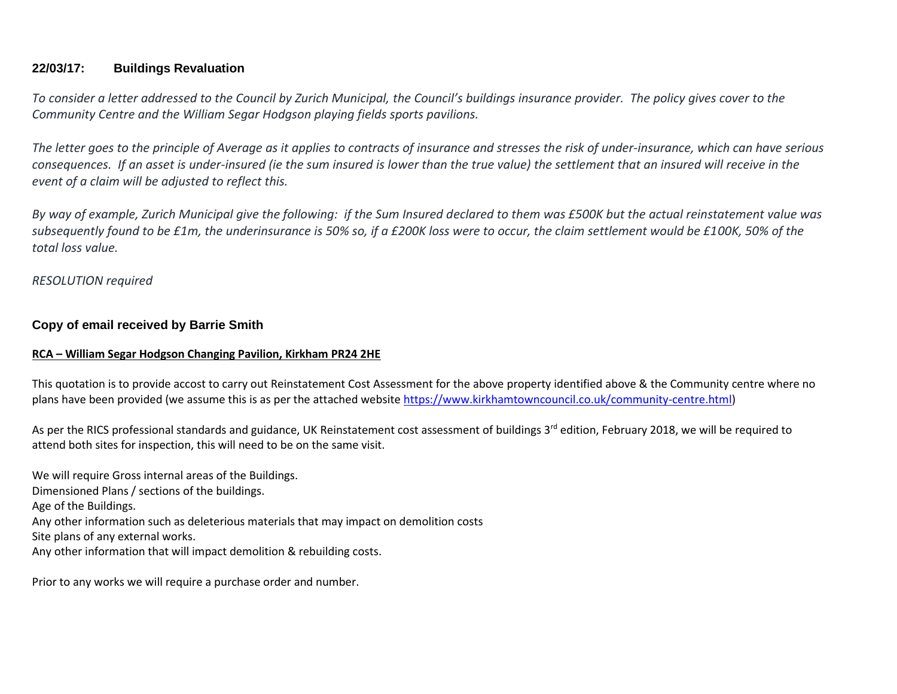### 22/03/17: Buildings Revaluation

*To consider a letter addressed to the Council by Zurich Municipal, the Council's buildings insurance provider. The policy gives cover to the Community Centre and the William Segar Hodgson playing fields sports pavilions.*

*The letter goes to the principle of Average as it applies to contracts of insurance and stresses the risk of under-insurance, which can have serious consequences. If an asset is under-insured (ie the sum insured is lower than the true value) the settlement that an insured will receive in the event of a claim will be adjusted to reflect this.*

*By way of example, Zurich Municipal give the following: if the Sum Insured declared to them was £500K but the actual reinstatement value was subsequently found to be £1m, the underinsurance is 50% so, if a £200K loss were to occur, the claim settlement would be £100K, 50% of the total loss value.*

*RESOLUTION required*

### Copy of email received by Barrie Smith

**RCA – William Segar Hodgson Changing Pavilion, Kirkham PR24 2HE**

This quotation is to provide accost to carry out Reinstatement Cost Assessment for the above property identified above & the Community centre where no plans have been provided (we assume this is as per the attached website https://www.kirkhamtowncouncil.co.uk/community-centre.html)

As per the RICS professional standards and guidance, UK Reinstatement cost assessment of buildings 3rd edition, February 2018, we will be required to attend both sites for inspection, this will need to be on the same visit.

We will require Gross internal areas of the Buildings.
Dimensioned Plans / sections of the buildings.
Age of the Buildings.
Any other information such as deleterious materials that may impact on demolition costs
Site plans of any external works.
Any other information that will impact demolition & rebuilding costs.

Prior to any works we will require a purchase order and number.